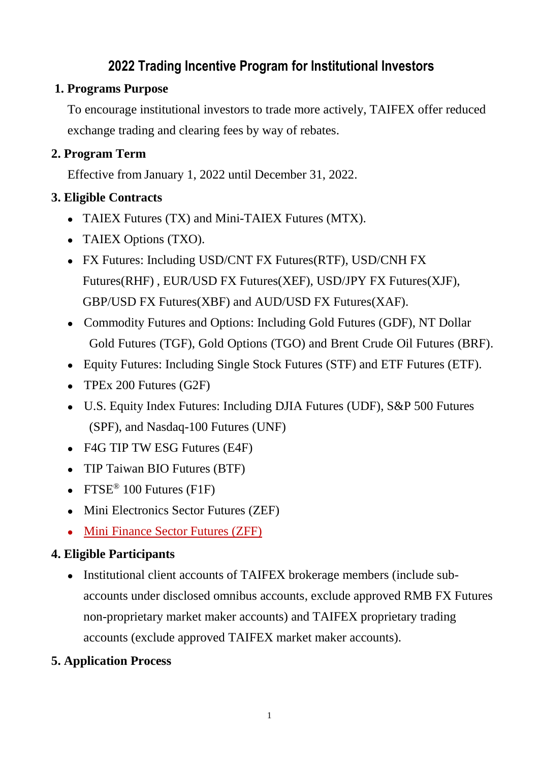# 2022 Trading Incentive Program for Institutional Investors

## 1. Programs Purpose

To encourage institutional investors to trade more actively, TAIFEX offer reduced exchange trading and clearing fees by way of rebates.

## 2. Program Term

Effective from January 1, 2022 until December 31, 2022.

## 3. Eligible Contracts

- TAIEX Futures (TX) and Mini-TAIEX Futures (MTX).
- TAIEX Options (TXO).
- FX Futures: Including USD/CNT FX Futures(RTF), USD/CNH FX Futures(RHF) , EUR/USD FX Futures(XEF), USD/JPY FX Futures(XJF), GBP/USD FX Futures(XBF) and AUD/USD FX Futures(XAF).
- Commodity Futures and Options: Including Gold Futures (GDF), NT Dollar Gold Futures (TGF), Gold Options (TGO) and Brent Crude Oil Futures (BRF).
- Equity Futures: Including Single Stock Futures (STF) and ETF Futures (ETF).
- TPEx 200 Futures (G2F)
- U.S. Equity Index Futures: Including DJIA Futures (UDF), S&P 500 Futures (SPF), and Nasdaq-100 Futures (UNF)
- F4G TIP TW ESG Futures (E4F)
- TIP Taiwan BIO Futures (BTF)
- FTSE® 100 Futures (F1F)
- Mini Electronics Sector Futures (ZEF)
- Mini Finance Sector Futures (ZFF)

## 4. Eligible Participants

- Institutional client accounts of TAIFEX brokerage members (include sub-accounts under disclosed omnibus accounts, exclude approved RMB FX Futures non-proprietary market maker accounts) and TAIFEX proprietary trading accounts (exclude approved TAIFEX market maker accounts).

## 5. Application Process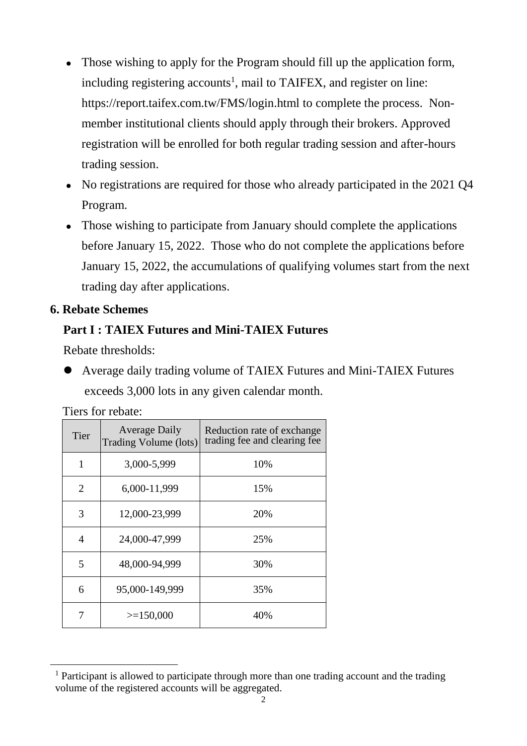- Those wishing to apply for the Program should fill up the application form, including registering accounts[1], mail to TAIFEX, and register on line: https://report.taifex.com.tw/FMS/login.html to complete the process. Non-member institutional clients should apply through their brokers. Approved registration will be enrolled for both regular trading session and after-hours trading session.
- No registrations are required for those who already participated in the 2021 Q4 Program.
- Those wishing to participate from January should complete the applications before January 15, 2022. Those who do not complete the applications before January 15, 2022, the accumulations of qualifying volumes start from the next trading day after applications.

**6. Rebate Schemes**

**Part I : TAIEX Futures and Mini-TAIEX Futures**

Rebate thresholds:

- Average daily trading volume of TAIEX Futures and Mini-TAIEX Futures exceeds 3,000 lots in any given calendar month.

Tiers for rebate:

| Tier | Average Daily Trading Volume (lots) | Reduction rate of exchange trading fee and clearing fee |
|---|---|---|
| 1 | 3,000-5,999 | 10% |
| 2 | 6,000-11,999 | 15% |
| 3 | 12,000-23,999 | 20% |
| 4 | 24,000-47,999 | 25% |
| 5 | 48,000-94,999 | 30% |
| 6 | 95,000-149,999 | 35% |
| 7 | >=150,000 | 40% |

[1] Participant is allowed to participate through more than one trading account and the trading volume of the registered accounts will be aggregated.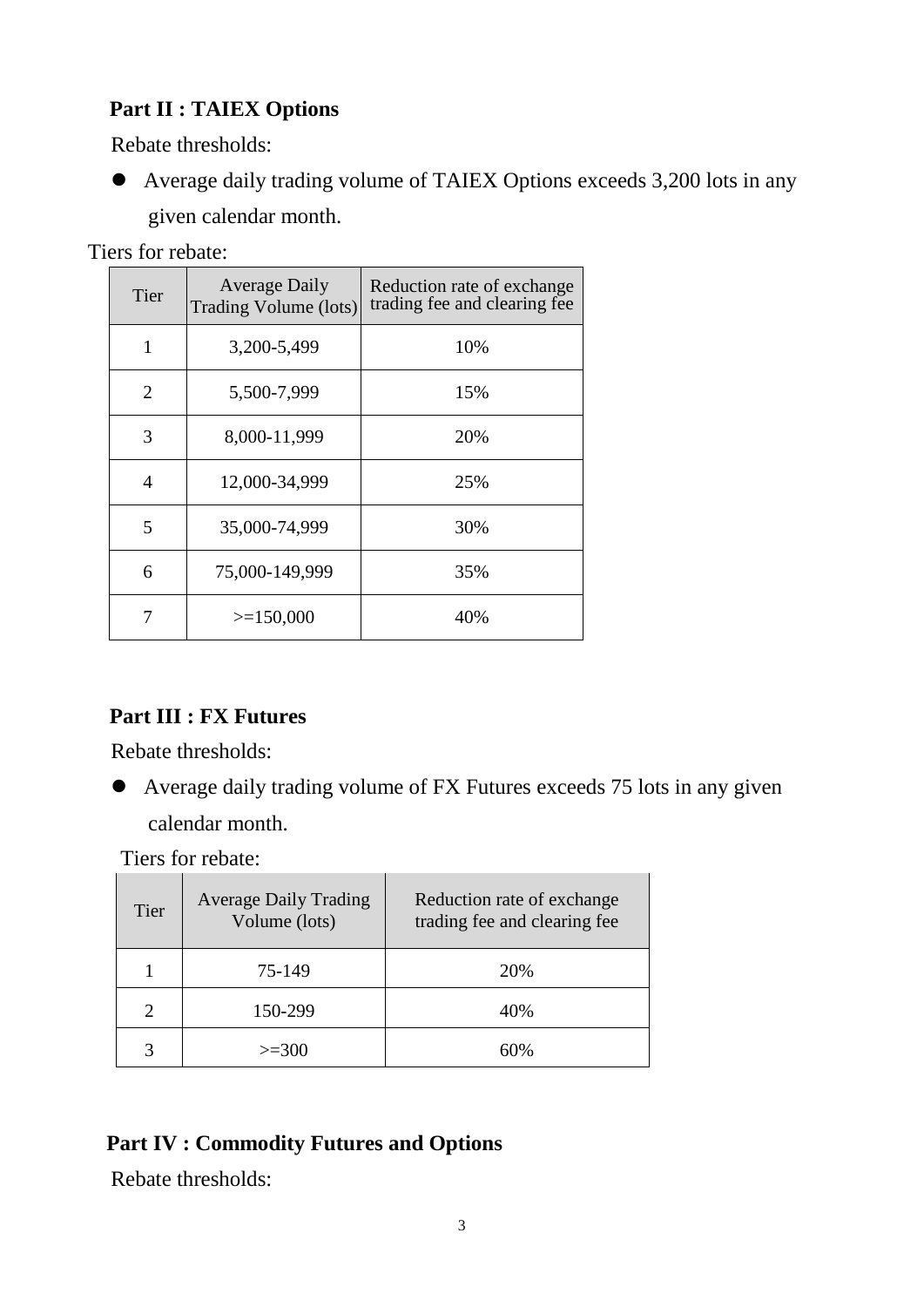## Part II : TAIEX Options

Rebate thresholds:

- Average daily trading volume of TAIEX Options exceeds 3,200 lots in any given calendar month.

Tiers for rebate:

| Tier | Average Daily Trading Volume (lots) | Reduction rate of exchange trading fee and clearing fee |
|---|---|---|
| 1 | 3,200-5,499 | 10% |
| 2 | 5,500-7,999 | 15% |
| 3 | 8,000-11,999 | 20% |
| 4 | 12,000-34,999 | 25% |
| 5 | 35,000-74,999 | 30% |
| 6 | 75,000-149,999 | 35% |
| 7 | >=150,000 | 40% |

## Part III : FX Futures

Rebate thresholds:

- Average daily trading volume of FX Futures exceeds 75 lots in any given calendar month.

Tiers for rebate:

| Tier | Average Daily Trading Volume (lots) | Reduction rate of exchange trading fee and clearing fee |
|---|---|---|
| 1 | 75-149 | 20% |
| 2 | 150-299 | 40% |
| 3 | >=300 | 60% |

## Part IV : Commodity Futures and Options

Rebate thresholds: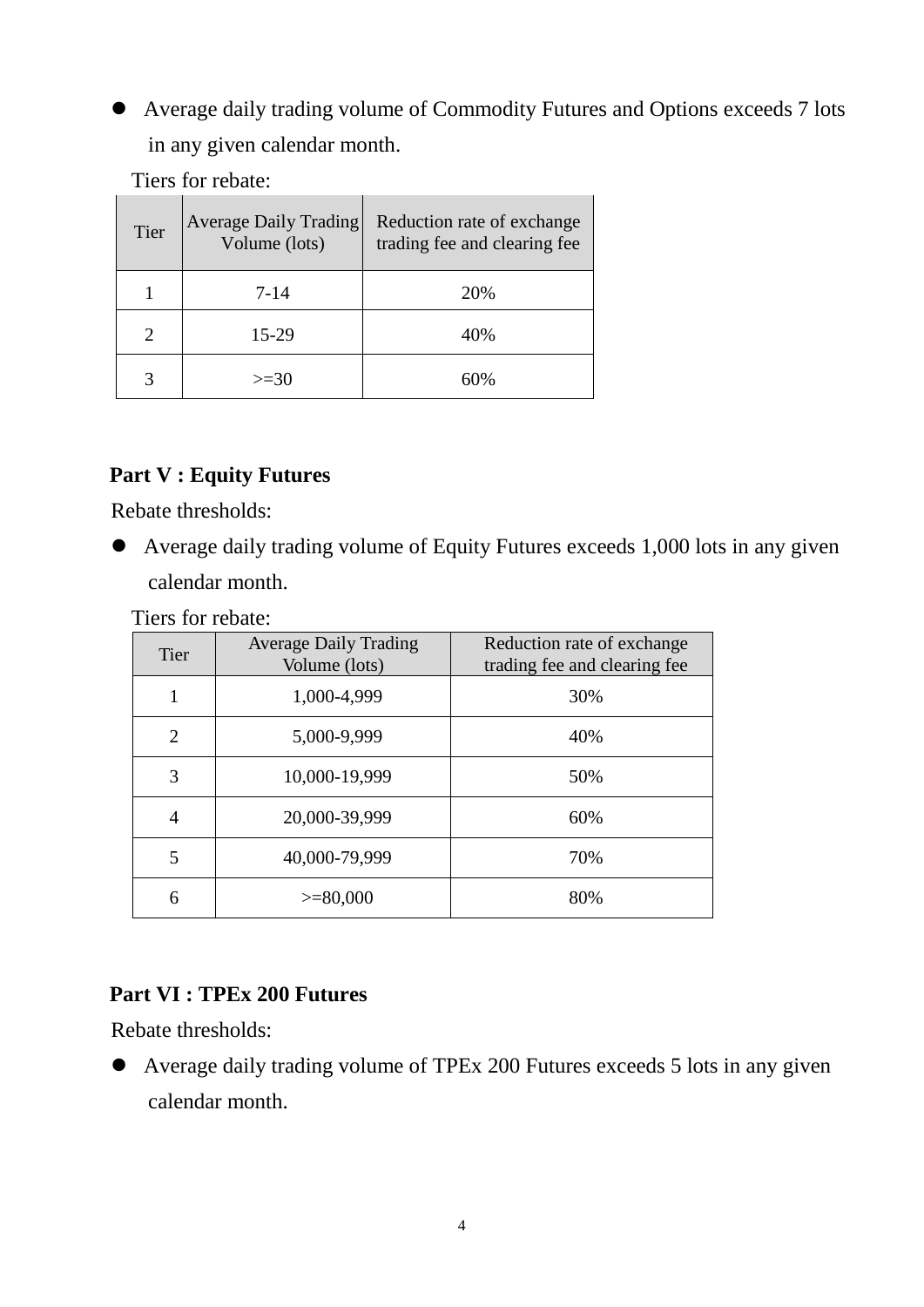- Average daily trading volume of Commodity Futures and Options exceeds 7 lots in any given calendar month.

Tiers for rebate:

| Tier | Average Daily Trading Volume (lots) | Reduction rate of exchange trading fee and clearing fee |
|---|---|---|
| 1 | 7-14 | 20% |
| 2 | 15-29 | 40% |
| 3 | >=30 | 60% |

**Part V : Equity Futures**

Rebate thresholds:

- Average daily trading volume of Equity Futures exceeds 1,000 lots in any given calendar month.

Tiers for rebate:

| Tier | Average Daily Trading Volume (lots) | Reduction rate of exchange trading fee and clearing fee |
|---|---|---|
| 1 | 1,000-4,999 | 30% |
| 2 | 5,000-9,999 | 40% |
| 3 | 10,000-19,999 | 50% |
| 4 | 20,000-39,999 | 60% |
| 5 | 40,000-79,999 | 70% |
| 6 | >=80,000 | 80% |

**Part VI : TPEx 200 Futures**

Rebate thresholds:

- Average daily trading volume of TPEx 200 Futures exceeds 5 lots in any given calendar month.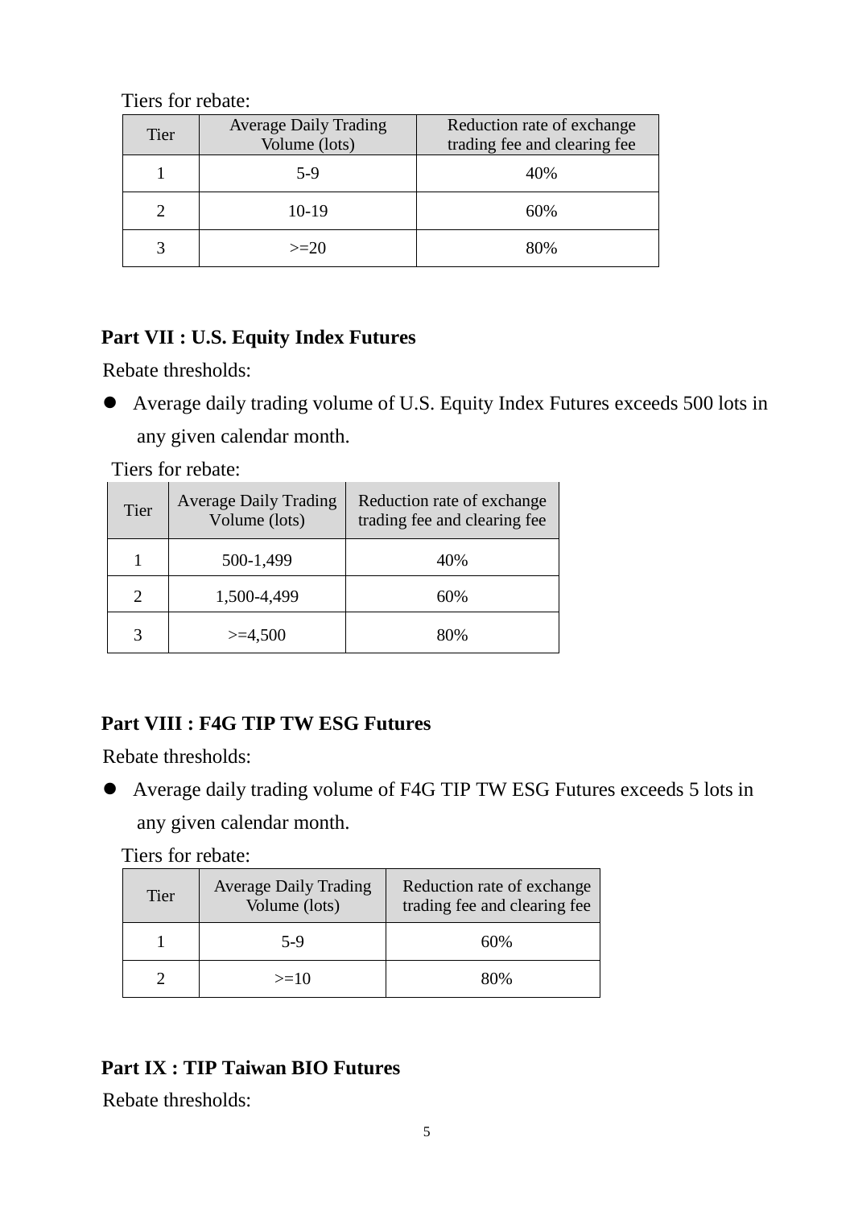Tiers for rebate:

| Tier | Average Daily Trading Volume (lots) | Reduction rate of exchange trading fee and clearing fee |
|---|---|---|
| 1 | 5-9 | 40% |
| 2 | 10-19 | 60% |
| 3 | >=20 | 80% |

**Part VII : U.S. Equity Index Futures**

Rebate thresholds:

- Average daily trading volume of U.S. Equity Index Futures exceeds 500 lots in any given calendar month.

Tiers for rebate:

| Tier | Average Daily Trading Volume (lots) | Reduction rate of exchange trading fee and clearing fee |
|---|---|---|
| 1 | 500-1,499 | 40% |
| 2 | 1,500-4,499 | 60% |
| 3 | >=4,500 | 80% |

**Part VIII : F4G TIP TW ESG Futures**

Rebate thresholds:

- Average daily trading volume of F4G TIP TW ESG Futures exceeds 5 lots in any given calendar month.

Tiers for rebate:

| Tier | Average Daily Trading Volume (lots) | Reduction rate of exchange trading fee and clearing fee |
|---|---|---|
| 1 | 5-9 | 60% |
| 2 | >=10 | 80% |

**Part IX : TIP Taiwan BIO Futures**

Rebate thresholds: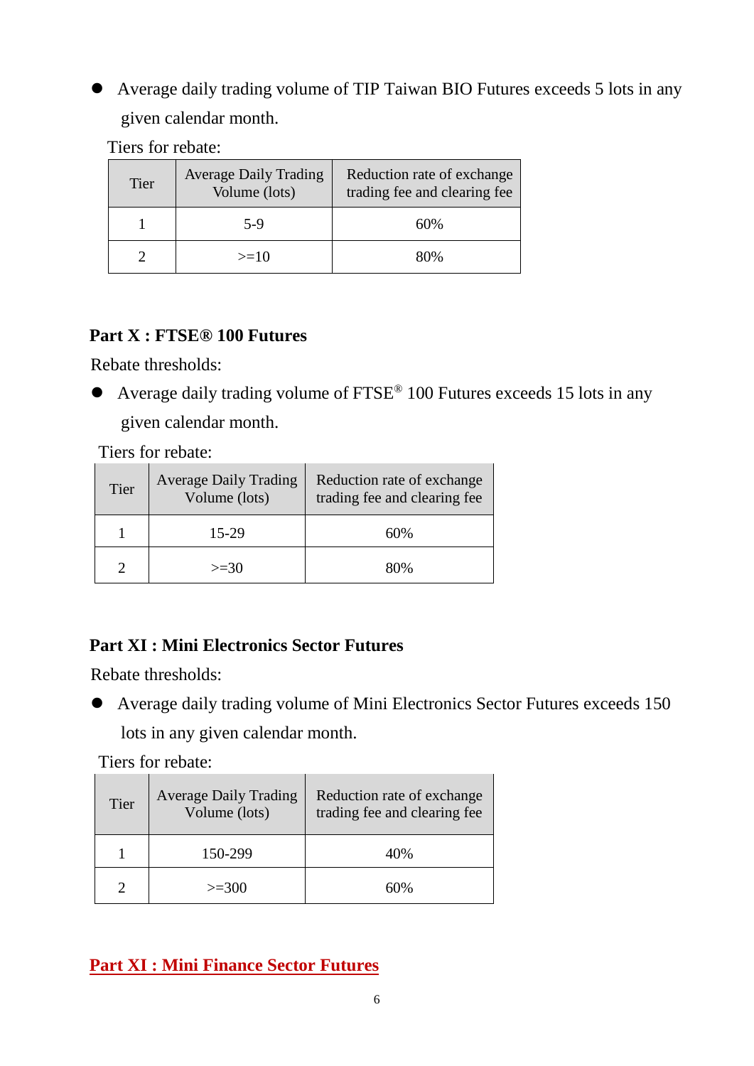- Average daily trading volume of TIP Taiwan BIO Futures exceeds 5 lots in any given calendar month.

Tiers for rebate:

| Tier | Average Daily Trading Volume (lots) | Reduction rate of exchange trading fee and clearing fee |
|---|---|---|
| 1 | 5-9 | 60% |
| 2 | >=10 | 80% |

## Part X : FTSE® 100 Futures

Rebate thresholds:

- Average daily trading volume of FTSE® 100 Futures exceeds 15 lots in any given calendar month.

Tiers for rebate:

| Tier | Average Daily Trading Volume (lots) | Reduction rate of exchange trading fee and clearing fee |
|---|---|---|
| 1 | 15-29 | 60% |
| 2 | >=30 | 80% |

## Part XI : Mini Electronics Sector Futures

Rebate thresholds:

- Average daily trading volume of Mini Electronics Sector Futures exceeds 150 lots in any given calendar month.

Tiers for rebate:

| Tier | Average Daily Trading Volume (lots) | Reduction rate of exchange trading fee and clearing fee |
|---|---|---|
| 1 | 150-299 | 40% |
| 2 | >=300 | 60% |

## Part XI : Mini Finance Sector Futures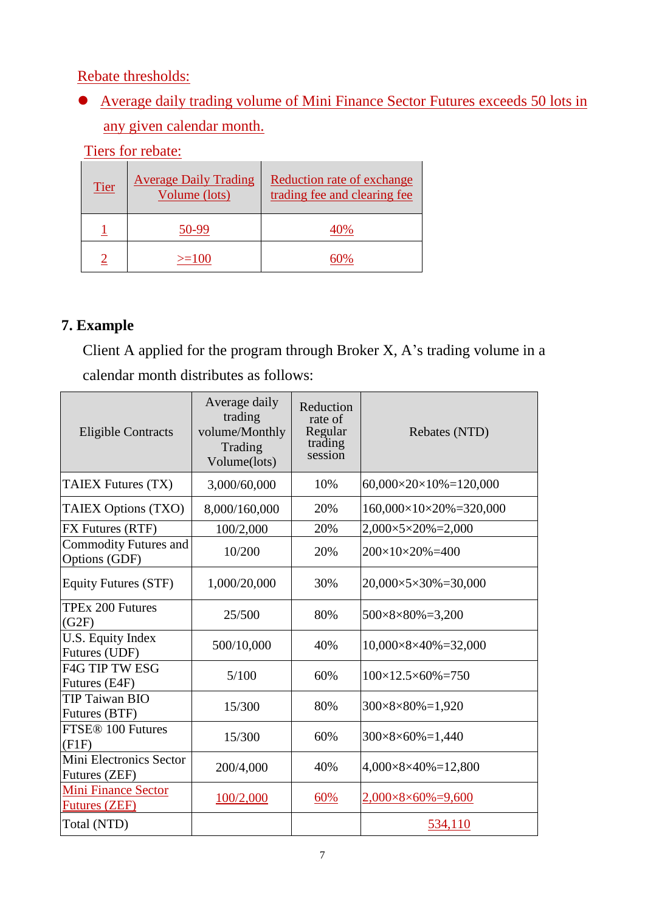Rebate thresholds:

- Average daily trading volume of Mini Finance Sector Futures exceeds 50 lots in any given calendar month.

Tiers for rebate:

| Tier | Average Daily Trading Volume (lots) | Reduction rate of exchange trading fee and clearing fee |
|---|---|---|
| 1 | 50-99 | 40% |
| 2 | >=100 | 60% |

## 7. Example

Client A applied for the program through Broker X, A's trading volume in a calendar month distributes as follows:

| Eligible Contracts | Average daily trading volume/Monthly Trading Volume(lots) | Reduction rate of Regular trading session | Rebates (NTD) |
|---|---|---|---|
| TAIEX Futures (TX) | 3,000/60,000 | 10% | 60,000×20×10%=120,000 |
| TAIEX Options (TXO) | 8,000/160,000 | 20% | 160,000×10×20%=320,000 |
| FX Futures (RTF) | 100/2,000 | 20% | 2,000×5×20%=2,000 |
| Commodity Futures and Options (GDF) | 10/200 | 20% | 200×10×20%=400 |
| Equity Futures (STF) | 1,000/20,000 | 30% | 20,000×5×30%=30,000 |
| TPEx 200 Futures (G2F) | 25/500 | 80% | 500×8×80%=3,200 |
| U.S. Equity Index Futures (UDF) | 500/10,000 | 40% | 10,000×8×40%=32,000 |
| F4G TIP TW ESG Futures (E4F) | 5/100 | 60% | 100×12.5×60%=750 |
| TIP Taiwan BIO Futures (BTF) | 15/300 | 80% | 300×8×80%=1,920 |
| FTSE® 100 Futures (F1F) | 15/300 | 60% | 300×8×60%=1,440 |
| Mini Electronics Sector Futures (ZEF) | 200/4,000 | 40% | 4,000×8×40%=12,800 |
| Mini Finance Sector Futures (ZEF) | 100/2,000 | 60% | 2,000×8×60%=9,600 |
| Total (NTD) | | | 534,110 |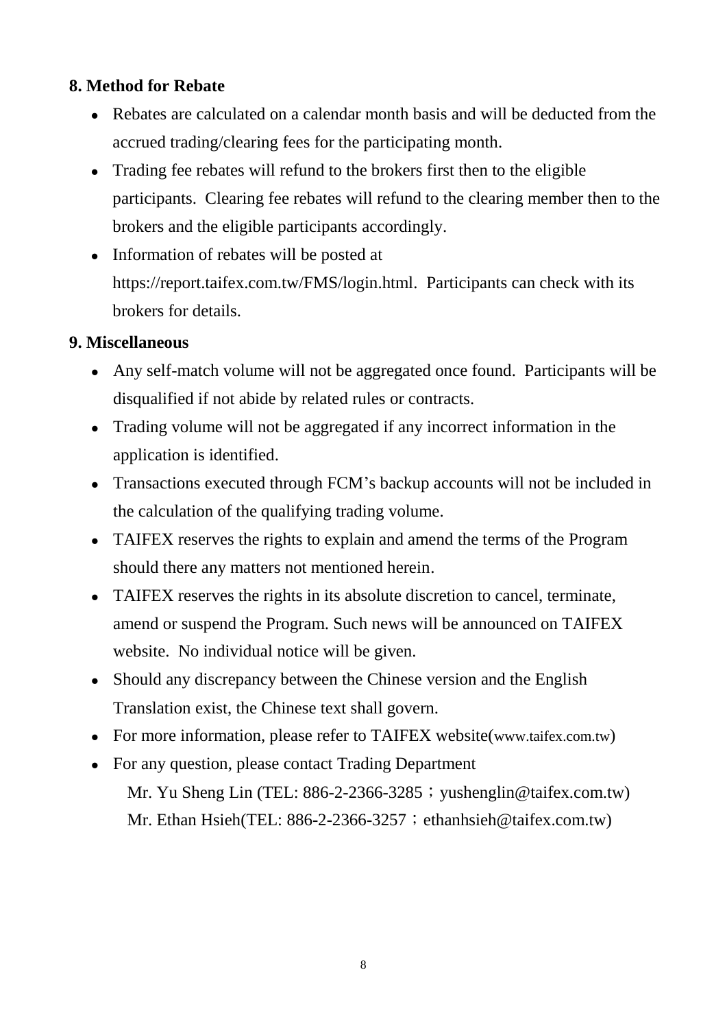## 8. Method for Rebate

- Rebates are calculated on a calendar month basis and will be deducted from the accrued trading/clearing fees for the participating month.
- Trading fee rebates will refund to the brokers first then to the eligible participants. Clearing fee rebates will refund to the clearing member then to the brokers and the eligible participants accordingly.
- Information of rebates will be posted at https://report.taifex.com.tw/FMS/login.html. Participants can check with its brokers for details.

## 9. Miscellaneous

- Any self-match volume will not be aggregated once found. Participants will be disqualified if not abide by related rules or contracts.
- Trading volume will not be aggregated if any incorrect information in the application is identified.
- Transactions executed through FCM's backup accounts will not be included in the calculation of the qualifying trading volume.
- TAIFEX reserves the rights to explain and amend the terms of the Program should there any matters not mentioned herein.
- TAIFEX reserves the rights in its absolute discretion to cancel, terminate, amend or suspend the Program. Such news will be announced on TAIFEX website. No individual notice will be given.
- Should any discrepancy between the Chinese version and the English Translation exist, the Chinese text shall govern.
- For more information, please refer to TAIFEX website(www.taifex.com.tw)
- For any question, please contact Trading Department

  Mr. Yu Sheng Lin (TEL: 886-2-2366-3285；yushenglin@taifex.com.tw)

  Mr. Ethan Hsieh(TEL: 886-2-2366-3257；ethanhsieh@taifex.com.tw)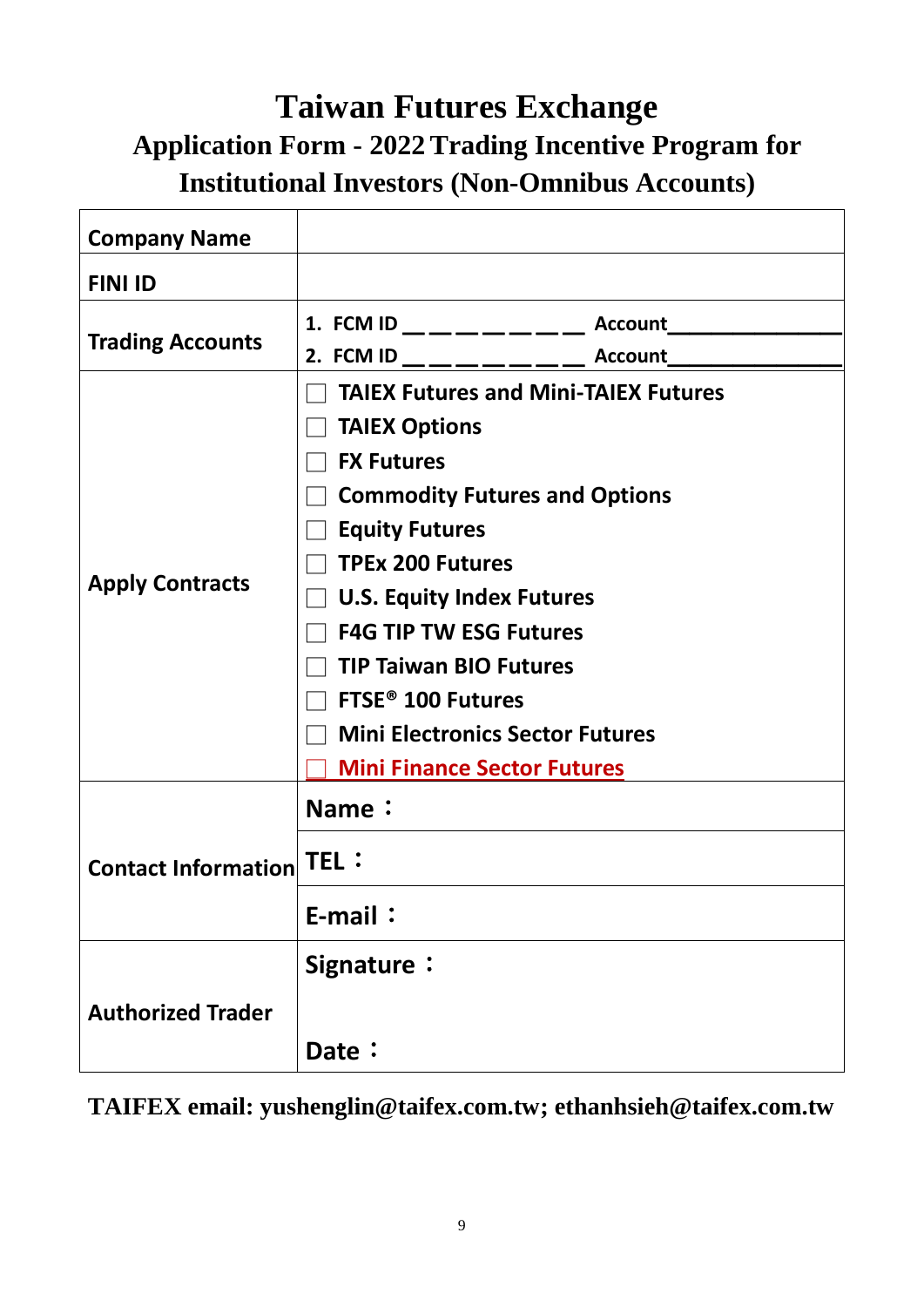# Taiwan Futures Exchange

## Application Form - 2022 Trading Incentive Program for Institutional Investors (Non-Omnibus Accounts)

| **Company Name** | |
|---|---|
| **FINI ID** | |
| **Trading Accounts** | 1. FCM ID _ _ _ _ _ _ _ _ Account_______________<br>2. FCM ID _ _ _ _ _ _ _ _ Account_______________ |
| **Apply Contracts** | ☐ TAIEX Futures and Mini-TAIEX Futures<br>☐ TAIEX Options<br>☐ FX Futures<br>☐ Commodity Futures and Options<br>☐ Equity Futures<br>☐ TPEx 200 Futures<br>☐ U.S. Equity Index Futures<br>☐ F4G TIP TW ESG Futures<br>☐ TIP Taiwan BIO Futures<br>☐ FTSE® 100 Futures<br>☐ Mini Electronics Sector Futures<br>☐ Mini Finance Sector Futures |
| **Contact Information** | Name： |
| | TEL： |
| | E-mail： |
| **Authorized Trader** | Signature：<br><br>Date： |

**TAIFEX email: yushenglin@taifex.com.tw; ethanhsieh@taifex.com.tw**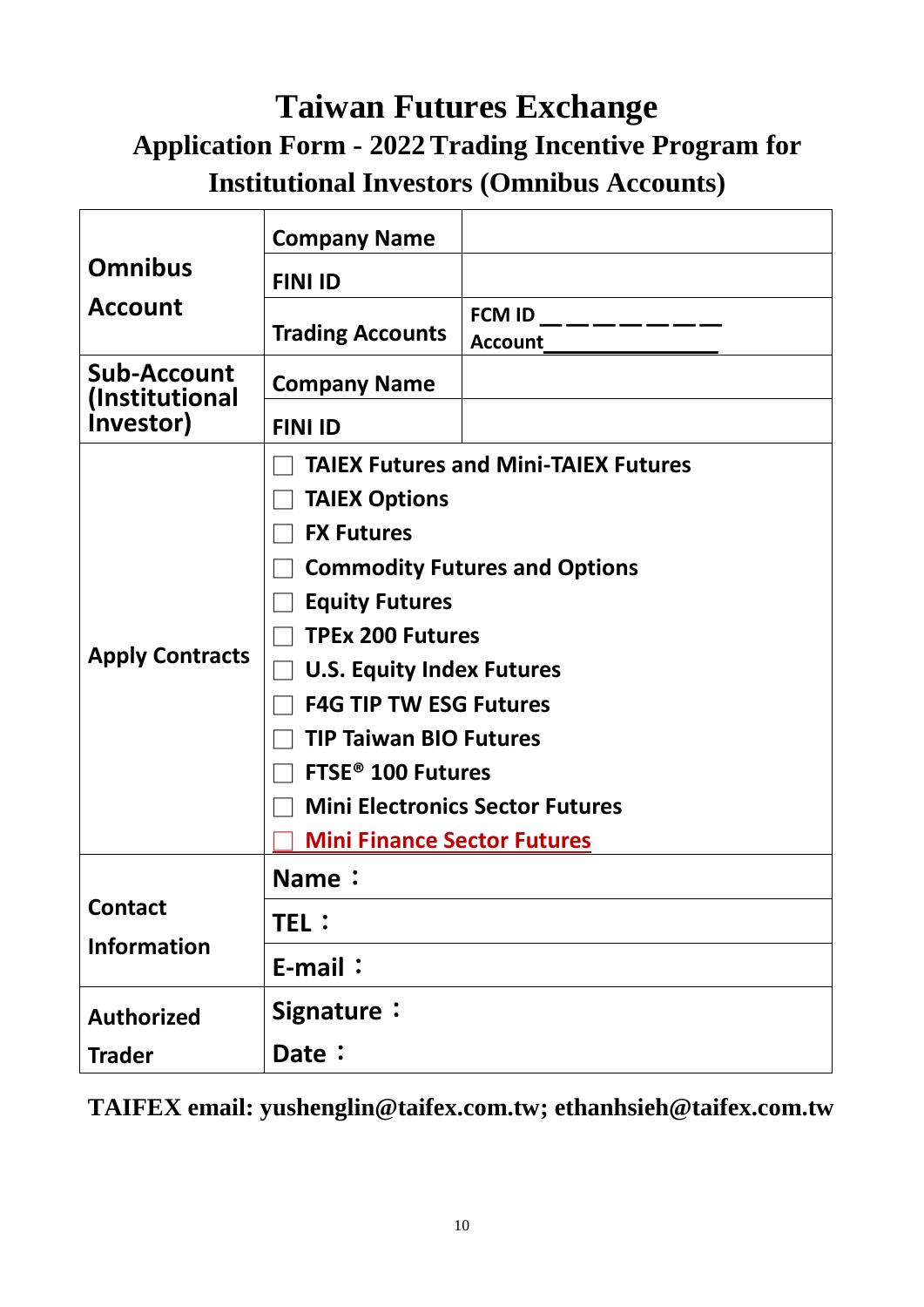# Taiwan Futures Exchange

## Application Form - 2022 Trading Incentive Program for Institutional Investors (Omnibus Accounts)

| | | |
|---|---|---|
| **Omnibus Account** | **Company Name** | |
| | **FINI ID** | |
| | **Trading Accounts** | **FCM ID** _ _ _ _ _ _ _ **Account**______________ |
| **Sub-Account (Institutional Investor)** | **Company Name** | |
| | **FINI ID** | |
| **Apply Contracts** | ☐ **TAIEX Futures and Mini-TAIEX Futures**<br>☐ **TAIEX Options**<br>☐ **FX Futures**<br>☐ **Commodity Futures and Options**<br>☐ **Equity Futures**<br>☐ **TPEx 200 Futures**<br>☐ **U.S. Equity Index Futures**<br>☐ **F4G TIP TW ESG Futures**<br>☐ **TIP Taiwan BIO Futures**<br>☐ **FTSE® 100 Futures**<br>☐ **Mini Electronics Sector Futures**<br>☐ **Mini Finance Sector Futures** | |
| **Contact Information** | **Name：** | |
| | **TEL：** | |
| | **E-mail：** | |
| **Authorized Trader** | **Signature：**<br>**Date：** | |

**TAIFEX email: yushenglin@taifex.com.tw; ethanhsieh@taifex.com.tw**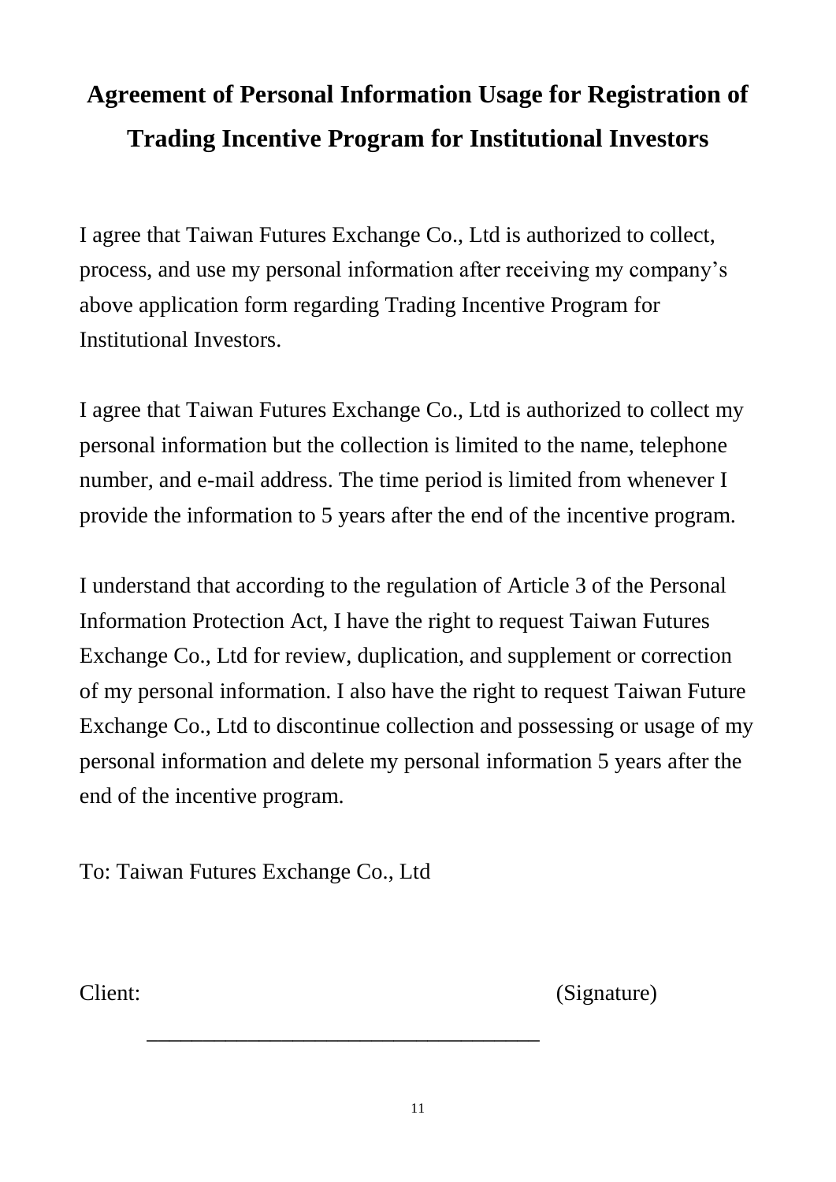# Agreement of Personal Information Usage for Registration of Trading Incentive Program for Institutional Investors

I agree that Taiwan Futures Exchange Co., Ltd is authorized to collect, process, and use my personal information after receiving my company's above application form regarding Trading Incentive Program for Institutional Investors.

I agree that Taiwan Futures Exchange Co., Ltd is authorized to collect my personal information but the collection is limited to the name, telephone number, and e-mail address. The time period is limited from whenever I provide the information to 5 years after the end of the incentive program.

I understand that according to the regulation of Article 3 of the Personal Information Protection Act, I have the right to request Taiwan Futures Exchange Co., Ltd for review, duplication, and supplement or correction of my personal information. I also have the right to request Taiwan Future Exchange Co., Ltd to discontinue collection and possessing or usage of my personal information and delete my personal information 5 years after the end of the incentive program.

To: Taiwan Futures Exchange Co., Ltd

Client: (Signature)

___________________________________